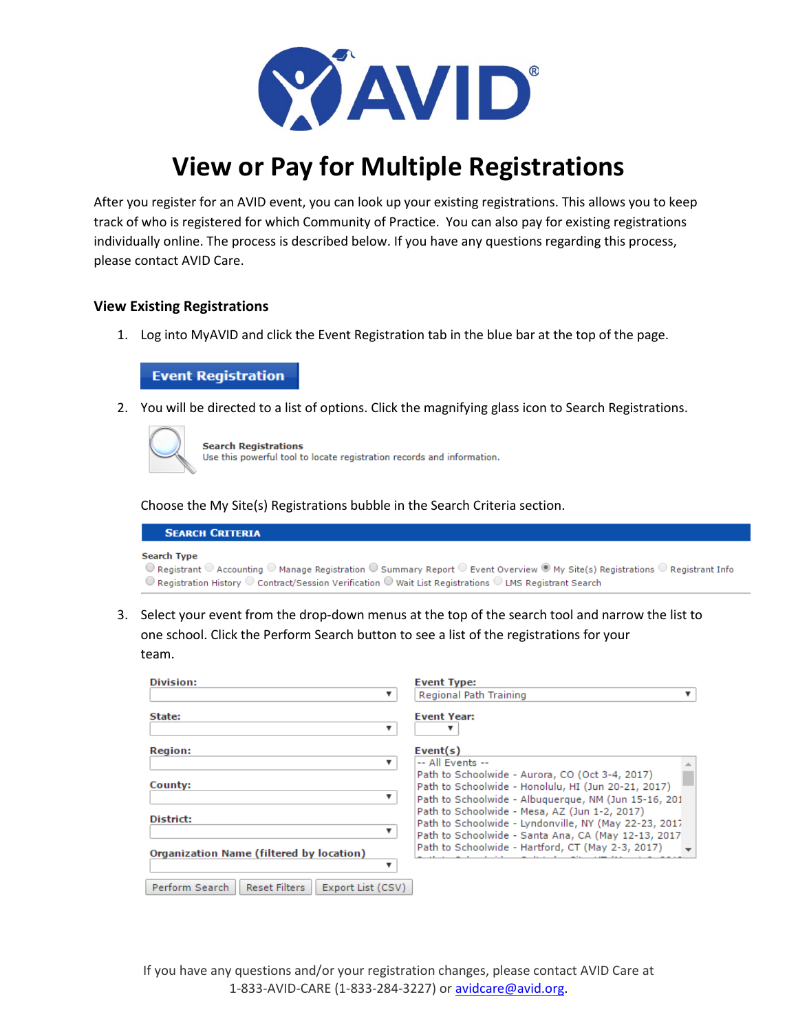# View or Pay for Multiple Registrations

After you register for an AVID event, you can look up your existing registrations. This allows you to keep track of who is registered for which Community of Practice. You can also pay for existing registrations individually online. The process is described below. If you have any questions regarding this process, please contact AVID Care.

### View Existing Registrations

1. Log into MyAVID and click the Event Registration tab in the blue bar at the top of the page.

   **Event Registration**

2. You will be directed to a list of options. Click the magnifying glass icon to Search Registrations.

   **Search Registrations**
   Use this powerful tool to locate registration records and information.

   Choose the My Site(s) Registrations bubble in the Search Criteria section.

   **SEARCH CRITERIA**

   **Search Type**
   ○ Registrant ○ Accounting ○ Manage Registration ○ Summary Report ○ Event Overview ● My Site(s) Registrations ○ Registrant Info
   ○ Registration History ○ Contract/Session Verification ○ Wait List Registrations ○ LMS Registrant Search

3. Select your event from the drop-down menus at the top of the search tool and narrow the list to one school. Click the Perform Search button to see a list of the registrations for your team.

   **Division:**
   **State:**
   **Region:**
   **County:**
   **District:**
   **Organization Name (filtered by location)**

   **Event Type:** Regional Path Training
   **Event Year:**
   **Event(s)**
   -- All Events --
   Path to Schoolwide - Aurora, CO (Oct 3-4, 2017)
   Path to Schoolwide - Honolulu, HI (Jun 20-21, 2017)
   Path to Schoolwide - Albuquerque, NM (Jun 15-16, 201
   Path to Schoolwide - Mesa, AZ (Jun 1-2, 2017)
   Path to Schoolwide - Lyndonville, NY (May 22-23, 2017
   Path to Schoolwide - Santa Ana, CA (May 12-13, 2017
   Path to Schoolwide - Hartford, CT (May 2-3, 2017)

   Perform Search | Reset Filters | Export List (CSV)

If you have any questions and/or your registration changes, please contact AVID Care at 1-833-AVID-CARE (1-833-284-3227) or avidcare@avid.org.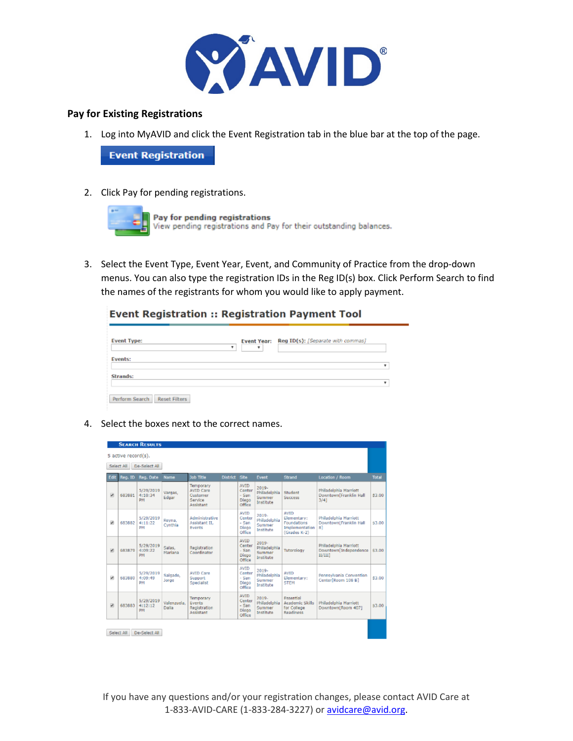## Pay for Existing Registrations

1. Log into MyAVID and click the Event Registration tab in the blue bar at the top of the page.

   Event Registration

2. Click Pay for pending registrations.

   Pay for pending registrations
   View pending registrations and Pay for their outstanding balances.

3. Select the Event Type, Event Year, Event, and Community of Practice from the drop-down menus. You can also type the registration IDs in the Reg ID(s) box. Click Perform Search to find the names of the registrants for whom you would like to apply payment.

   Event Registration :: Registration Payment Tool

   Event Type: | Event Year: | Reg ID(s): [Separate with commas]

   Events:

   Strands:

   Perform Search | Reset Filters

4. Select the boxes next to the correct names.

   SEARCH RESULTS

   5 active record(s).

   Select All | De-Select All

| Edit | Reg. ID | Reg. Date | Name | Job Title | District | Site | Event | Strand | Location / Room | Total |
|---|---|---|---|---|---|---|---|---|---|---|
| ☑ | 683881 | 5/29/2019 4:10:24 PM | Vargas, Edgar | Temporary AVID Care Customer Service Assistant | | AVID Center - San Diego Office | 2019-Philadelphia Summer Institute | Student Success | Philadelphia Marriott Downtown[Franklin Hall 3/4] | $3.00 |
| ☑ | 683882 | 5/29/2019 4:11:22 PM | Reyna, Cynthia | Administrative Assistant II, Events | | AVID Center - San Diego Office | 2019-Philadelphia Summer Institute | AVID Elementary: Foundations Implementation (Grades K-2) | Philadelphia Marriott Downtown[Franklin Hall 8] | $3.00 |
| ☑ | 683870 | 5/29/2019 4:09:22 PM | Salas, Mariana | Registration Coordinator | | AVID Center - San Diego Office | 2019-Philadelphia Summer Institute | Tutorology | Philadelphia Marriott Downtown[Independence II/III] | $3.00 |
| ☑ | 683880 | 5/29/2019 4:09:49 PM | Salgado, Jorge | AVID Care Support Specialist | | AVID Center - San Diego Office | 2019-Philadelphia Summer Institute | AVID Elementary: STEM | Pennsylvania Convention Center[Room 108 B] | $3.00 |
| ☑ | 683883 | 5/29/2019 4:12:12 PM | Valenzuela, Dalia | Temporary Events Registration Assistant | | AVID Center - San Diego Office | 2019-Philadelphia Summer Institute | Essential Academic Skills for College Readiness | Philadelphia Marriott Downtown[Room 407] | $3.00 |

   Select All | De-Select All

If you have any questions and/or your registration changes, please contact AVID Care at 1-833-AVID-CARE (1-833-284-3227) or avidcare@avid.org.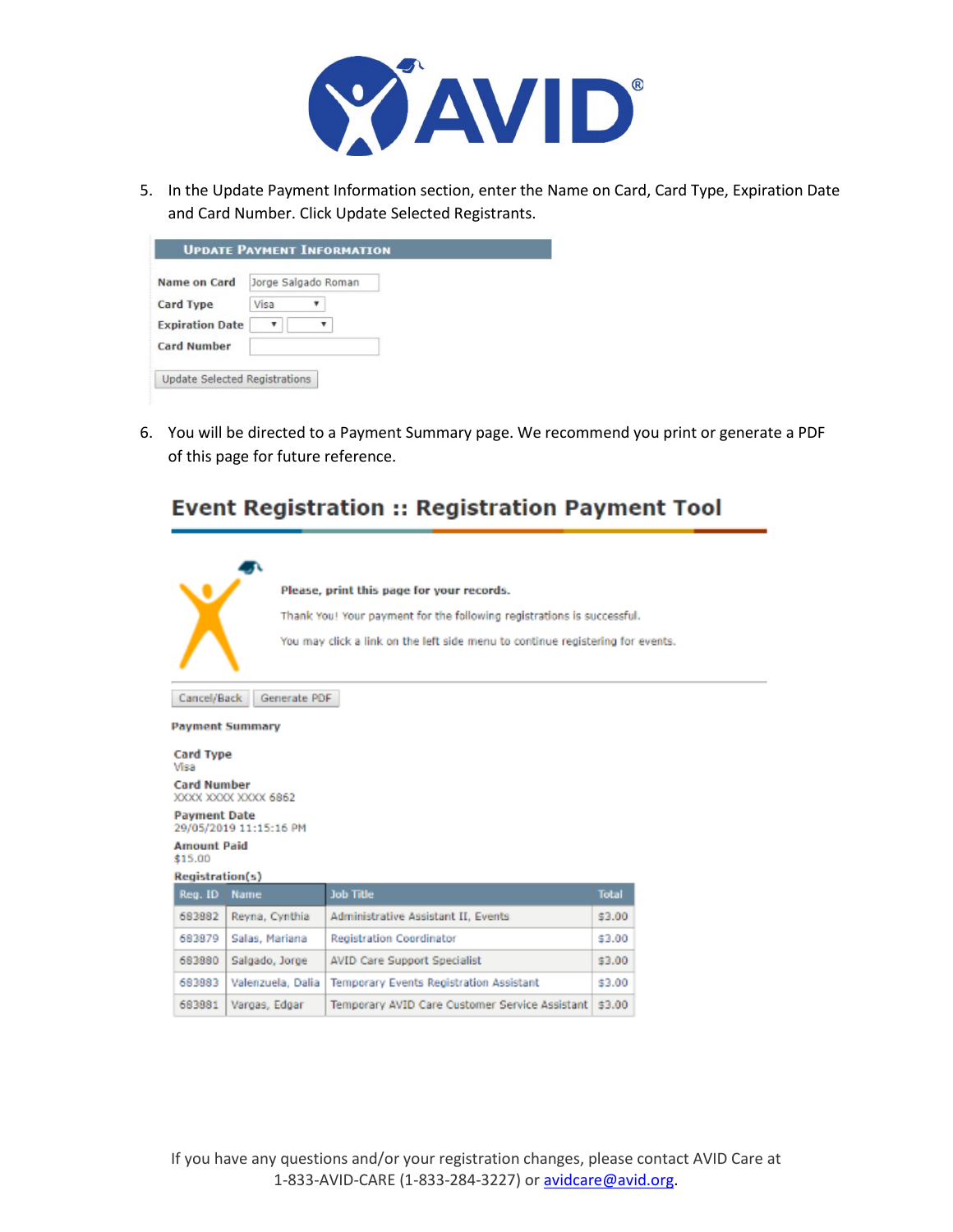5. In the Update Payment Information section, enter the Name on Card, Card Type, Expiration Date and Card Number. Click Update Selected Registrants.

**UPDATE PAYMENT INFORMATION**

| | |
|---|---|
| Name on Card | Jorge Salgado Roman |
| Card Type | Visa |
| Expiration Date | |
| Card Number | |

Update Selected Registrations

6. You will be directed to a Payment Summary page. We recommend you print or generate a PDF of this page for future reference.

## Event Registration :: Registration Payment Tool

**Please, print this page for your records.**

Thank You! Your payment for the following registrations is successful.

You may click a link on the left side menu to continue registering for events.

Cancel/Back | Generate PDF

**Payment Summary**

**Card Type**
Visa

**Card Number**
XXXX XXXX XXXX 6862

**Payment Date**
29/05/2019 11:15:16 PM

**Amount Paid**
$15.00

**Registration(s)**

| Reg. ID | Name | Job Title | Total |
|---|---|---|---|
| 683882 | Reyna, Cynthia | Administrative Assistant II, Events | $3.00 |
| 683879 | Salas, Mariana | Registration Coordinator | $3.00 |
| 683880 | Salgado, Jorge | AVID Care Support Specialist | $3.00 |
| 683883 | Valenzuela, Dalia | Temporary Events Registration Assistant | $3.00 |
| 683881 | Vargas, Edgar | Temporary AVID Care Customer Service Assistant | $3.00 |

If you have any questions and/or your registration changes, please contact AVID Care at 1-833-AVID-CARE (1-833-284-3227) or avidcare@avid.org.